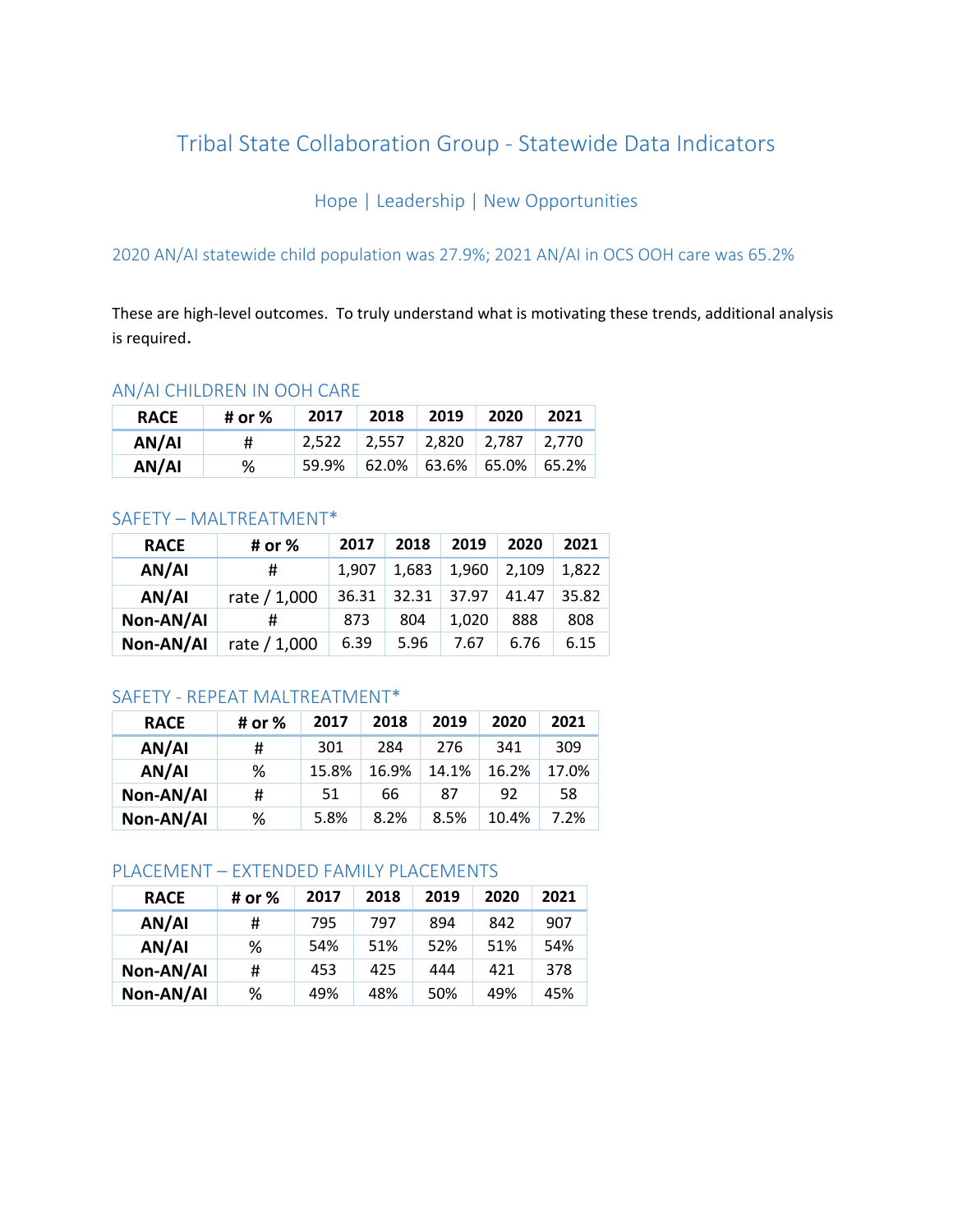# Tribal State Collaboration Group - Statewide Data Indicators

## Hope | Leadership | New Opportunities

### 2020 AN/AI statewide child population was 27.9%; 2021 AN/AI in OCS OOH care was 65.2%

These are high-level outcomes. To truly understand what is motivating these trends, additional analysis is required.

### AN/AI CHILDREN IN OOH CARE

| RACE | # or % | 2017 | 2018 | 2019 | 2020 | 2021 |
|---|---|---|---|---|---|---|
| AN/AI | # | 2,522 | 2,557 | 2,820 | 2,787 | 2,770 |
| AN/AI | % | 59.9% | 62.0% | 63.6% | 65.0% | 65.2% |

### SAFETY – MALTREATMENT*

| RACE | # or % | 2017 | 2018 | 2019 | 2020 | 2021 |
|---|---|---|---|---|---|---|
| AN/AI | # | 1,907 | 1,683 | 1,960 | 2,109 | 1,822 |
| AN/AI | rate / 1,000 | 36.31 | 32.31 | 37.97 | 41.47 | 35.82 |
| Non-AN/AI | # | 873 | 804 | 1,020 | 888 | 808 |
| Non-AN/AI | rate / 1,000 | 6.39 | 5.96 | 7.67 | 6.76 | 6.15 |

### SAFETY - REPEAT MALTREATMENT*

| RACE | # or % | 2017 | 2018 | 2019 | 2020 | 2021 |
|---|---|---|---|---|---|---|
| AN/AI | # | 301 | 284 | 276 | 341 | 309 |
| AN/AI | % | 15.8% | 16.9% | 14.1% | 16.2% | 17.0% |
| Non-AN/AI | # | 51 | 66 | 87 | 92 | 58 |
| Non-AN/AI | % | 5.8% | 8.2% | 8.5% | 10.4% | 7.2% |

### PLACEMENT – EXTENDED FAMILY PLACEMENTS

| RACE | # or % | 2017 | 2018 | 2019 | 2020 | 2021 |
|---|---|---|---|---|---|---|
| AN/AI | # | 795 | 797 | 894 | 842 | 907 |
| AN/AI | % | 54% | 51% | 52% | 51% | 54% |
| Non-AN/AI | # | 453 | 425 | 444 | 421 | 378 |
| Non-AN/AI | % | 49% | 48% | 50% | 49% | 45% |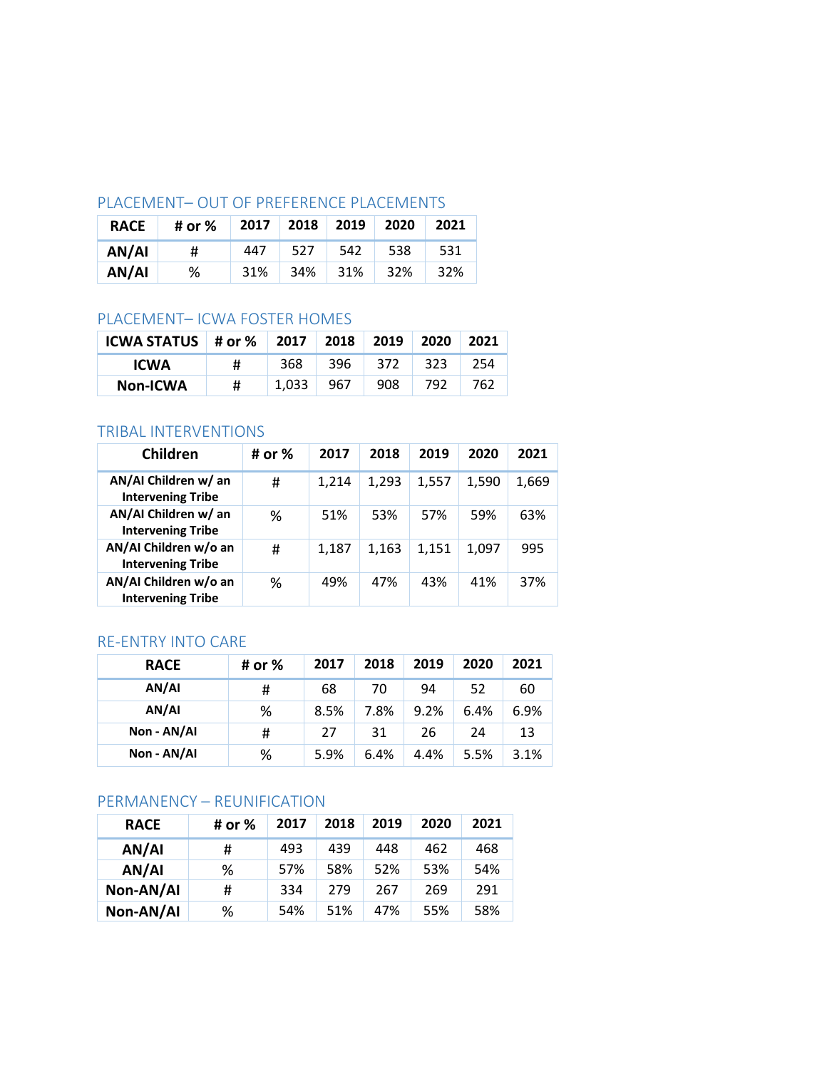## PLACEMENT– OUT OF PREFERENCE PLACEMENTS

| RACE | # or % | 2017 | 2018 | 2019 | 2020 | 2021 |
|---|---|---|---|---|---|---|
| AN/AI | # | 447 | 527 | 542 | 538 | 531 |
| AN/AI | % | 31% | 34% | 31% | 32% | 32% |

## PLACEMENT– ICWA FOSTER HOMES

| ICWA STATUS | # or % | 2017 | 2018 | 2019 | 2020 | 2021 |
|---|---|---|---|---|---|---|
| ICWA | # | 368 | 396 | 372 | 323 | 254 |
| Non-ICWA | # | 1,033 | 967 | 908 | 792 | 762 |

## TRIBAL INTERVENTIONS

| Children | # or % | 2017 | 2018 | 2019 | 2020 | 2021 |
|---|---|---|---|---|---|---|
| AN/AI Children w/ an Intervening Tribe | # | 1,214 | 1,293 | 1,557 | 1,590 | 1,669 |
| AN/AI Children w/ an Intervening Tribe | % | 51% | 53% | 57% | 59% | 63% |
| AN/AI Children w/o an Intervening Tribe | # | 1,187 | 1,163 | 1,151 | 1,097 | 995 |
| AN/AI Children w/o an Intervening Tribe | % | 49% | 47% | 43% | 41% | 37% |

## RE-ENTRY INTO CARE

| RACE | # or % | 2017 | 2018 | 2019 | 2020 | 2021 |
|---|---|---|---|---|---|---|
| AN/AI | # | 68 | 70 | 94 | 52 | 60 |
| AN/AI | % | 8.5% | 7.8% | 9.2% | 6.4% | 6.9% |
| Non - AN/AI | # | 27 | 31 | 26 | 24 | 13 |
| Non - AN/AI | % | 5.9% | 6.4% | 4.4% | 5.5% | 3.1% |

## PERMANENCY – REUNIFICATION

| RACE | # or % | 2017 | 2018 | 2019 | 2020 | 2021 |
|---|---|---|---|---|---|---|
| AN/AI | # | 493 | 439 | 448 | 462 | 468 |
| AN/AI | % | 57% | 58% | 52% | 53% | 54% |
| Non-AN/AI | # | 334 | 279 | 267 | 269 | 291 |
| Non-AN/AI | % | 54% | 51% | 47% | 55% | 58% |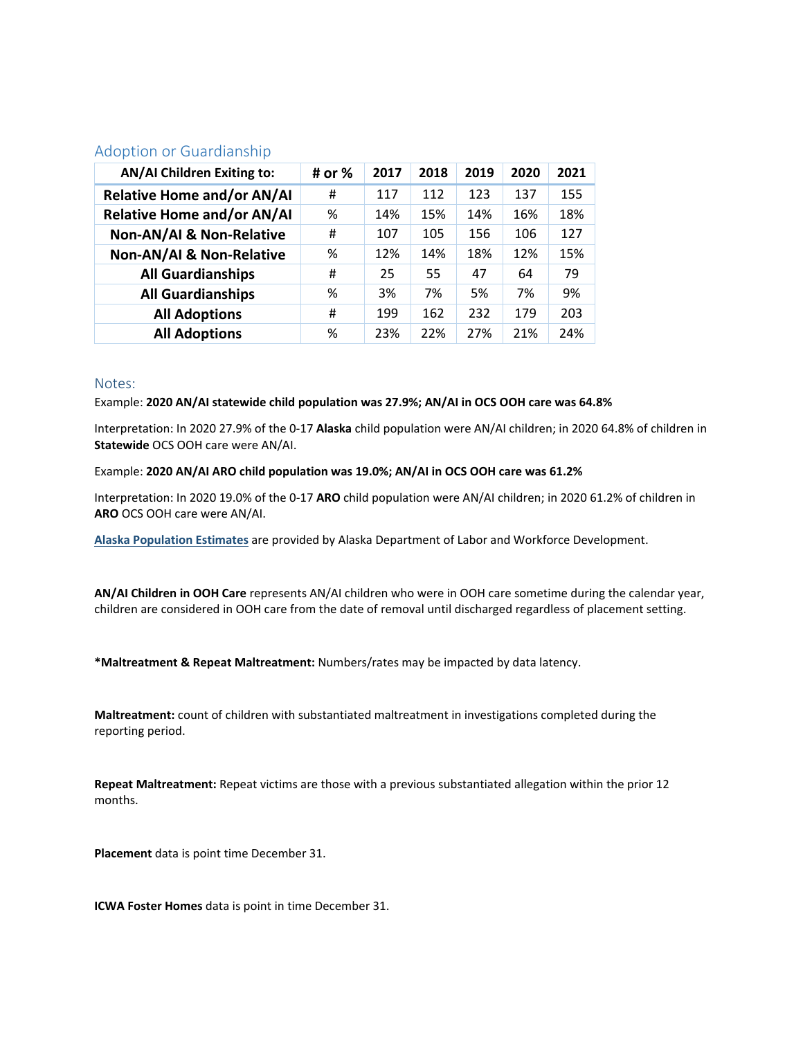## Adoption or Guardianship

| AN/AI Children Exiting to: | # or % | 2017 | 2018 | 2019 | 2020 | 2021 |
|---|---|---|---|---|---|---|
| Relative Home and/or AN/AI | # | 117 | 112 | 123 | 137 | 155 |
| Relative Home and/or AN/AI | % | 14% | 15% | 14% | 16% | 18% |
| Non-AN/AI & Non-Relative | # | 107 | 105 | 156 | 106 | 127 |
| Non-AN/AI & Non-Relative | % | 12% | 14% | 18% | 12% | 15% |
| All Guardianships | # | 25 | 55 | 47 | 64 | 79 |
| All Guardianships | % | 3% | 7% | 5% | 7% | 9% |
| All Adoptions | # | 199 | 162 | 232 | 179 | 203 |
| All Adoptions | % | 23% | 22% | 27% | 21% | 24% |

## Notes:

Example: **2020 AN/AI statewide child population was 27.9%; AN/AI in OCS OOH care was 64.8%**

Interpretation: In 2020 27.9% of the 0-17 **Alaska** child population were AN/AI children; in 2020 64.8% of children in **Statewide** OCS OOH care were AN/AI.

Example: **2020 AN/AI ARO child population was 19.0%; AN/AI in OCS OOH care was 61.2%**

Interpretation: In 2020 19.0% of the 0-17 **ARO** child population were AN/AI children; in 2020 61.2% of children in **ARO** OCS OOH care were AN/AI.

**Alaska Population Estimates** are provided by Alaska Department of Labor and Workforce Development.

**AN/AI Children in OOH Care** represents AN/AI children who were in OOH care sometime during the calendar year, children are considered in OOH care from the date of removal until discharged regardless of placement setting.

***Maltreatment & Repeat Maltreatment:** Numbers/rates may be impacted by data latency.

**Maltreatment:** count of children with substantiated maltreatment in investigations completed during the reporting period.

**Repeat Maltreatment:** Repeat victims are those with a previous substantiated allegation within the prior 12 months.

**Placement** data is point time December 31.

**ICWA Foster Homes** data is point in time December 31.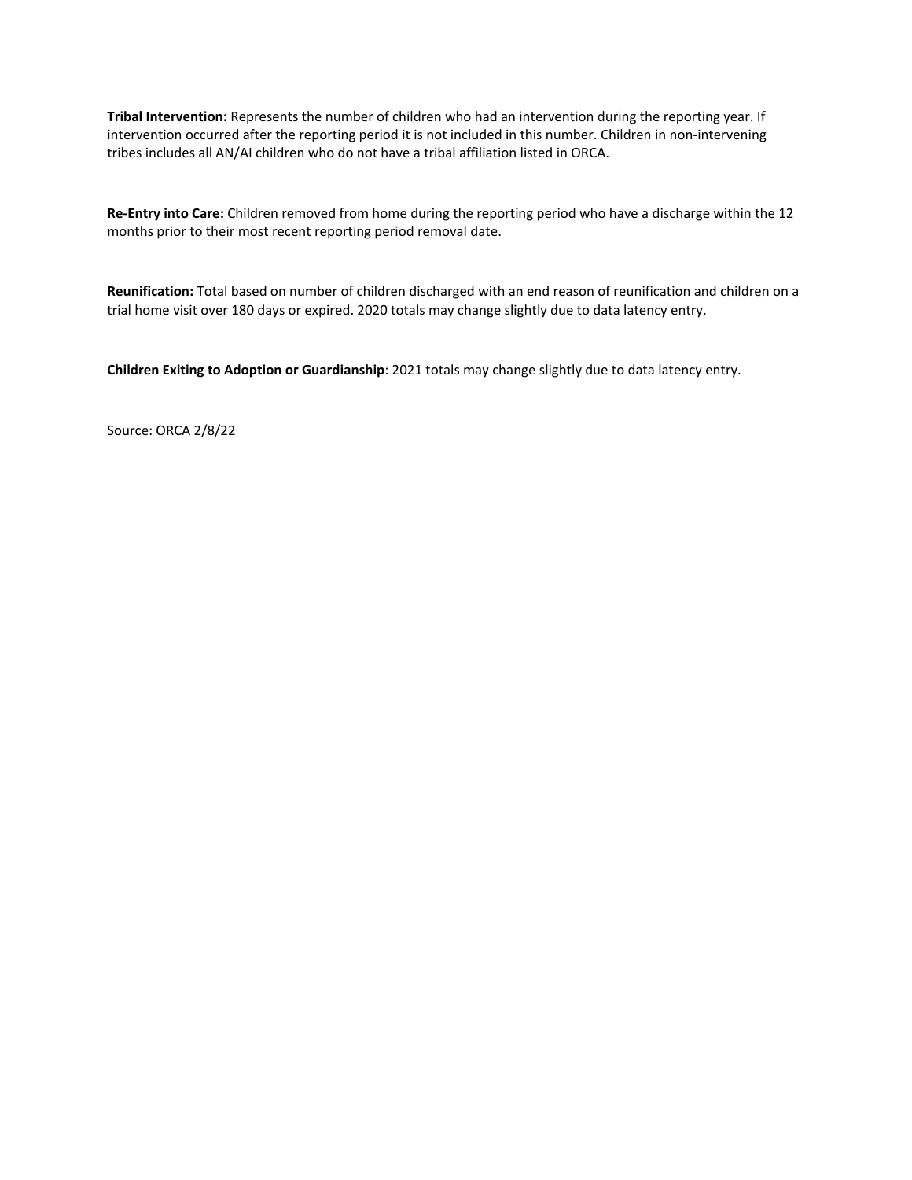**Tribal Intervention:** Represents the number of children who had an intervention during the reporting year. If intervention occurred after the reporting period it is not included in this number. Children in non-intervening tribes includes all AN/AI children who do not have a tribal affiliation listed in ORCA.

**Re-Entry into Care:** Children removed from home during the reporting period who have a discharge within the 12 months prior to their most recent reporting period removal date.

**Reunification:** Total based on number of children discharged with an end reason of reunification and children on a trial home visit over 180 days or expired. 2020 totals may change slightly due to data latency entry.

**Children Exiting to Adoption or Guardianship**: 2021 totals may change slightly due to data latency entry.

Source: ORCA 2/8/22